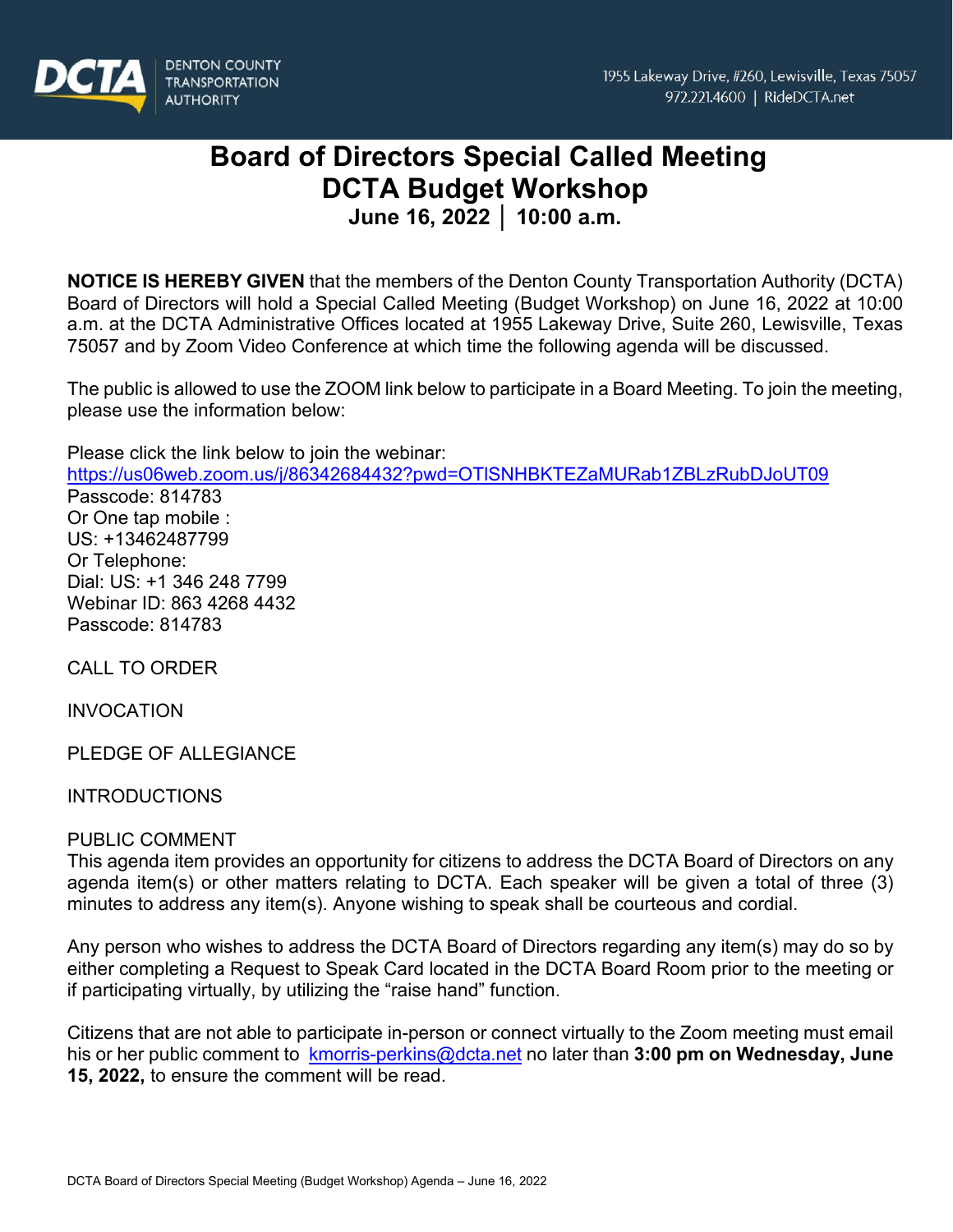DENTON COUNTY TRANSPORTATION AUTHORITY

1955 Lakeway Drive, #260, Lewisville, Texas 75057
972.221.4600 | RideDCTA.net

# Board of Directors Special Called Meeting
# DCTA Budget Workshop
## June 16, 2022 │ 10:00 a.m.

**NOTICE IS HEREBY GIVEN** that the members of the Denton County Transportation Authority (DCTA) Board of Directors will hold a Special Called Meeting (Budget Workshop) on June 16, 2022 at 10:00 a.m. at the DCTA Administrative Offices located at 1955 Lakeway Drive, Suite 260, Lewisville, Texas 75057 and by Zoom Video Conference at which time the following agenda will be discussed.

The public is allowed to use the ZOOM link below to participate in a Board Meeting. To join the meeting, please use the information below:

Please click the link below to join the webinar:
https://us06web.zoom.us/j/86342684432?pwd=OTlSNHBKTEZaMURab1ZBLzRubDJoUT09
Passcode: 814783
Or One tap mobile :
US: +13462487799
Or Telephone:
Dial: US: +1 346 248 7799
Webinar ID: 863 4268 4432
Passcode: 814783

CALL TO ORDER

INVOCATION

PLEDGE OF ALLEGIANCE

INTRODUCTIONS

PUBLIC COMMENT
This agenda item provides an opportunity for citizens to address the DCTA Board of Directors on any agenda item(s) or other matters relating to DCTA. Each speaker will be given a total of three (3) minutes to address any item(s). Anyone wishing to speak shall be courteous and cordial.

Any person who wishes to address the DCTA Board of Directors regarding any item(s) may do so by either completing a Request to Speak Card located in the DCTA Board Room prior to the meeting or if participating virtually, by utilizing the "raise hand" function.

Citizens that are not able to participate in-person or connect virtually to the Zoom meeting must email his or her public comment to kmorris-perkins@dcta.net no later than **3:00 pm on Wednesday, June 15, 2022,** to ensure the comment will be read.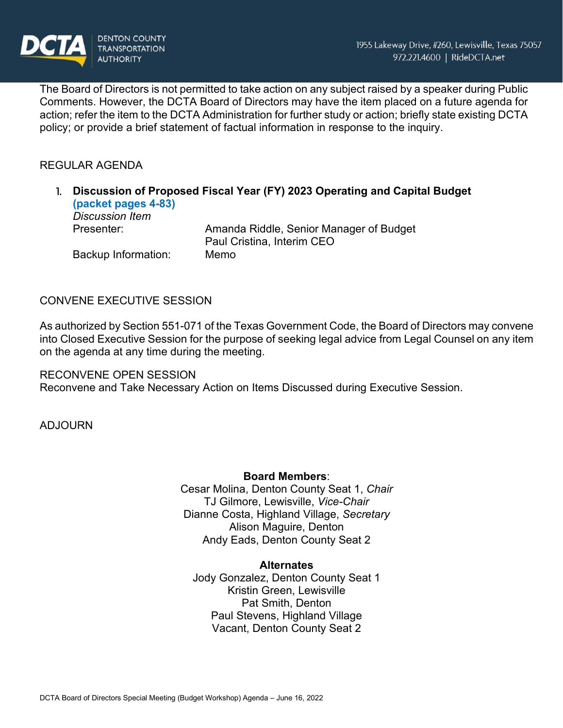The Board of Directors is not permitted to take action on any subject raised by a speaker during Public Comments. However, the DCTA Board of Directors may have the item placed on a future agenda for action; refer the item to the DCTA Administration for further study or action; briefly state existing DCTA policy; or provide a brief statement of factual information in response to the inquiry.

## REGULAR AGENDA

1. **Discussion of Proposed Fiscal Year (FY) 2023 Operating and Capital Budget (packet pages 4-83)**
   *Discussion Item*
   Presenter: Amanda Riddle, Senior Manager of Budget
   Paul Cristina, Interim CEO
   Backup Information: Memo

## CONVENE EXECUTIVE SESSION

As authorized by Section 551-071 of the Texas Government Code, the Board of Directors may convene into Closed Executive Session for the purpose of seeking legal advice from Legal Counsel on any item on the agenda at any time during the meeting.

## RECONVENE OPEN SESSION

Reconvene and Take Necessary Action on Items Discussed during Executive Session.

## ADJOURN

**Board Members**:
Cesar Molina, Denton County Seat 1, *Chair*
TJ Gilmore, Lewisville, *Vice-Chair*
Dianne Costa, Highland Village, *Secretary*
Alison Maguire, Denton
Andy Eads, Denton County Seat 2

**Alternates**
Jody Gonzalez, Denton County Seat 1
Kristin Green, Lewisville
Pat Smith, Denton
Paul Stevens, Highland Village
Vacant, Denton County Seat 2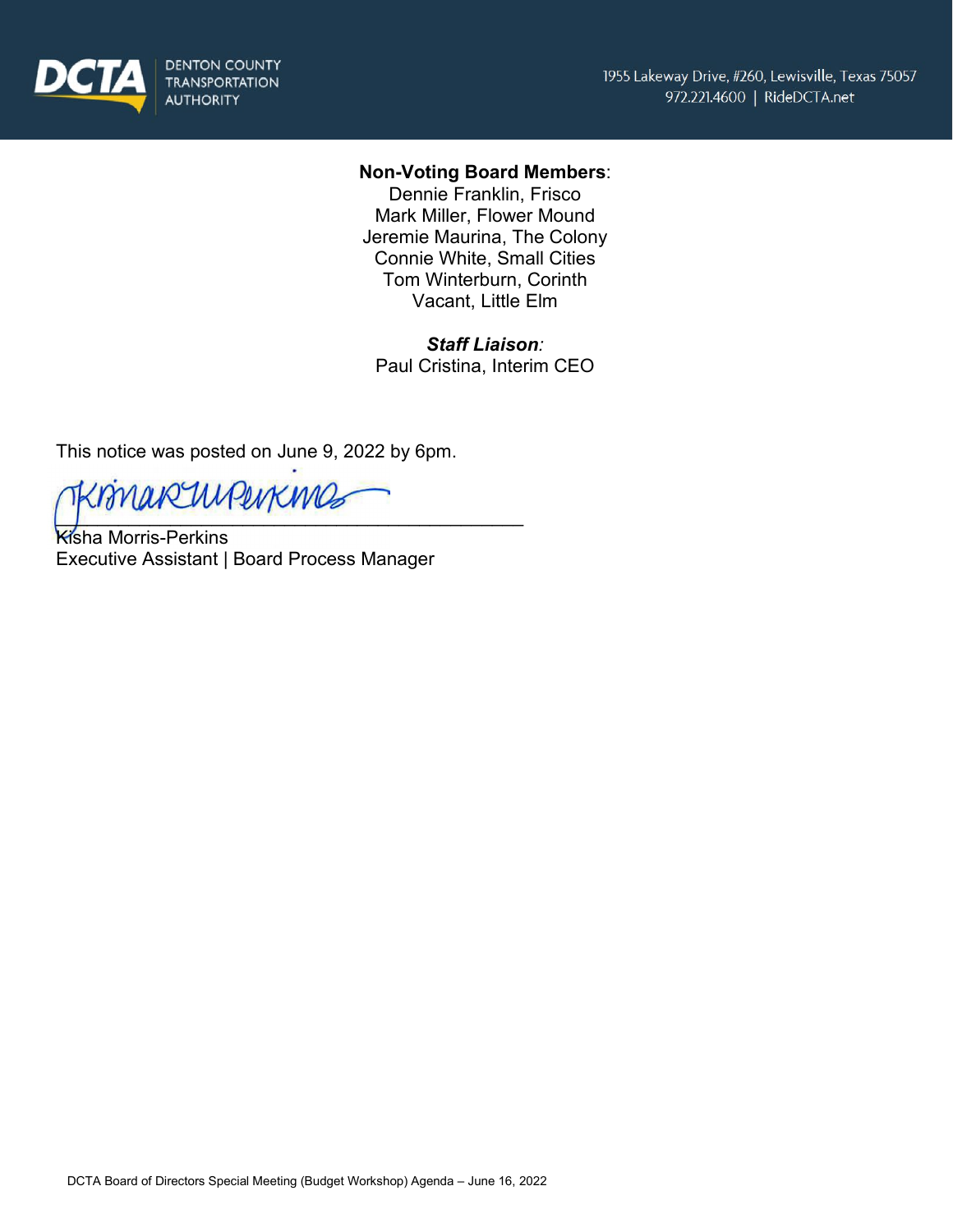**Non-Voting Board Members**:
Dennie Franklin, Frisco
Mark Miller, Flower Mound
Jeremie Maurina, The Colony
Connie White, Small Cities
Tom Winterburn, Corinth
Vacant, Little Elm

***Staff Liaison**:*
Paul Cristina, Interim CEO

This notice was posted on June 9, 2022 by 6pm.

\_\_\_\_\_\_\_\_\_\_\_\_\_\_\_\_\_\_\_\_\_\_\_\_\_\_\_\_\_\_\_\_\_\_\_\_\_\_\_\_\_\_\_\_
Kisha Morris-Perkins
Executive Assistant | Board Process Manager